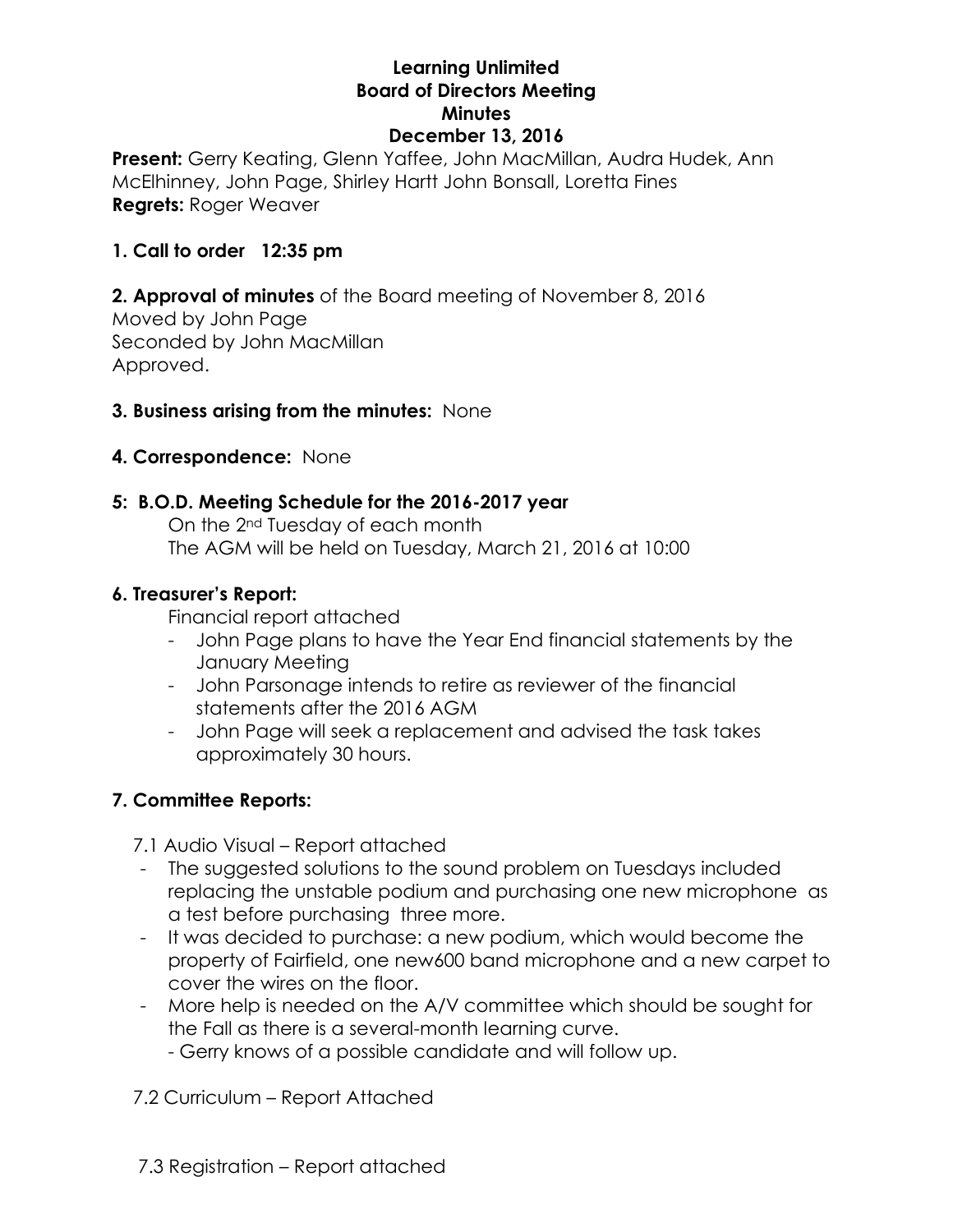# Learning Unlimited
## Board of Directors Meeting
## Minutes
## December 13, 2016

**Present:** Gerry Keating, Glenn Yaffee, John MacMillan, Audra Hudek, Ann McElhinney, John Page, Shirley Hartt John Bonsall, Loretta Fines
**Regrets:** Roger Weaver

**1. Call to order 12:35 pm**

**2. Approval of minutes** of the Board meeting of November 8, 2016
Moved by John Page
Seconded by John MacMillan
Approved.

**3. Business arising from the minutes:** None

**4. Correspondence:** None

**5: B.O.D. Meeting Schedule for the 2016-2017 year**

On the 2nd Tuesday of each month
The AGM will be held on Tuesday, March 21, 2016 at 10:00

**6. Treasurer's Report:**

Financial report attached

- John Page plans to have the Year End financial statements by the January Meeting
- John Parsonage intends to retire as reviewer of the financial statements after the 2016 AGM
- John Page will seek a replacement and advised the task takes approximately 30 hours.

**7. Committee Reports:**

7.1 Audio Visual – Report attached

- The suggested solutions to the sound problem on Tuesdays included replacing the unstable podium and purchasing one new microphone as a test before purchasing three more.
- It was decided to purchase: a new podium, which would become the property of Fairfield, one new600 band microphone and a new carpet to cover the wires on the floor.
- More help is needed on the A/V committee which should be sought for the Fall as there is a several-month learning curve.
  - Gerry knows of a possible candidate and will follow up.

7.2 Curriculum – Report Attached

7.3 Registration – Report attached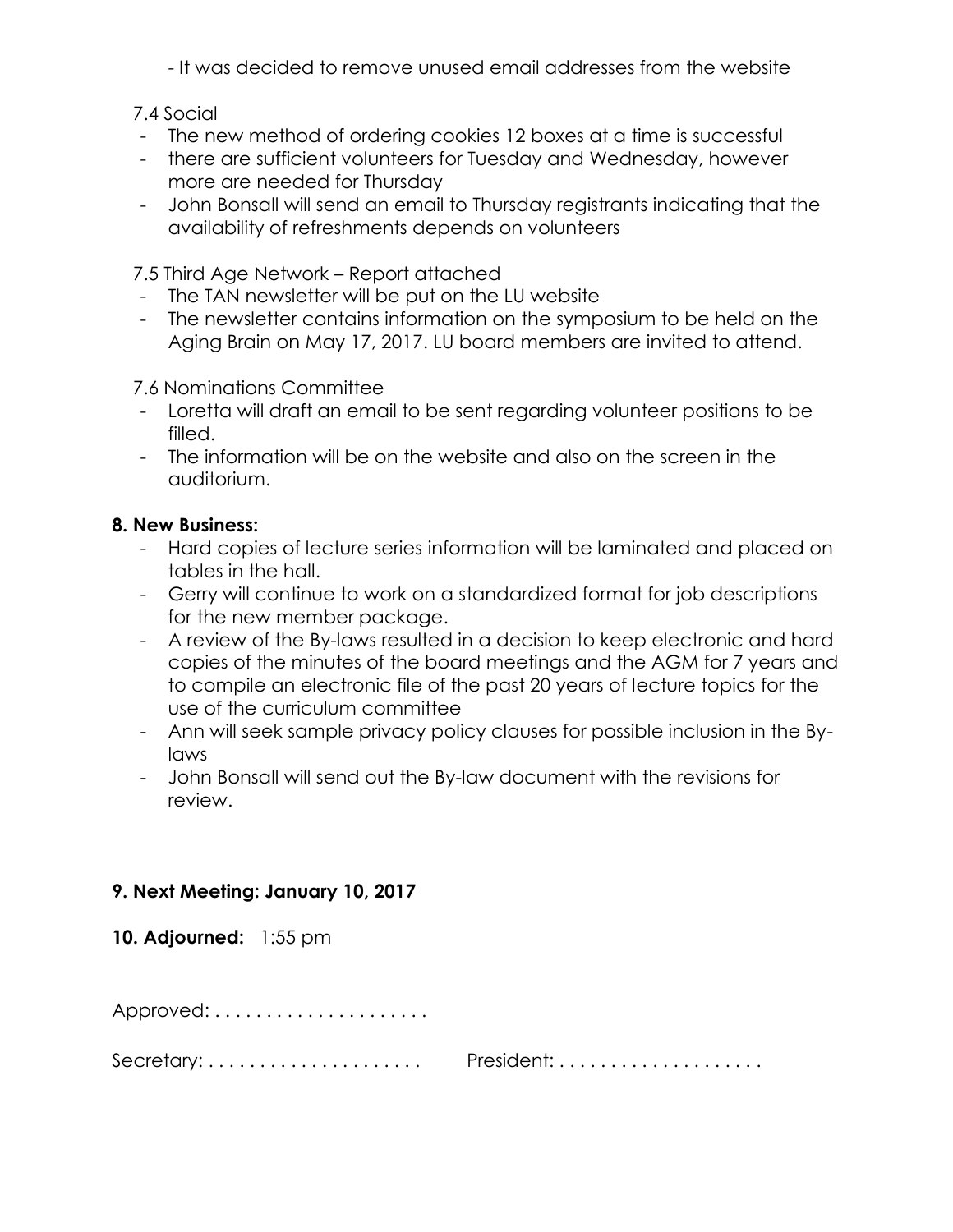- It was decided to remove unused email addresses from the website

7.4 Social

- The new method of ordering cookies 12 boxes at a time is successful
- there are sufficient volunteers for Tuesday and Wednesday, however more are needed for Thursday
- John Bonsall will send an email to Thursday registrants indicating that the availability of refreshments depends on volunteers

7.5 Third Age Network – Report attached

- The TAN newsletter will be put on the LU website
- The newsletter contains information on the symposium to be held on the Aging Brain on May 17, 2017. LU board members are invited to attend.

7.6 Nominations Committee

- Loretta will draft an email to be sent regarding volunteer positions to be filled.
- The information will be on the website and also on the screen in the auditorium.

**8. New Business:**

- Hard copies of lecture series information will be laminated and placed on tables in the hall.
- Gerry will continue to work on a standardized format for job descriptions for the new member package.
- A review of the By-laws resulted in a decision to keep electronic and hard copies of the minutes of the board meetings and the AGM for 7 years and to compile an electronic file of the past 20 years of lecture topics for the use of the curriculum committee
- Ann will seek sample privacy policy clauses for possible inclusion in the By-laws
- John Bonsall will send out the By-law document with the revisions for review.

**9. Next Meeting: January 10, 2017**

**10. Adjourned:** 1:55 pm

Approved: . . . . . . . . . . . . . . . . . . . . .

Secretary: . . . . . . . . . . . . . . . . . . . . . President: . . . . . . . . . . . . . . . . . . . .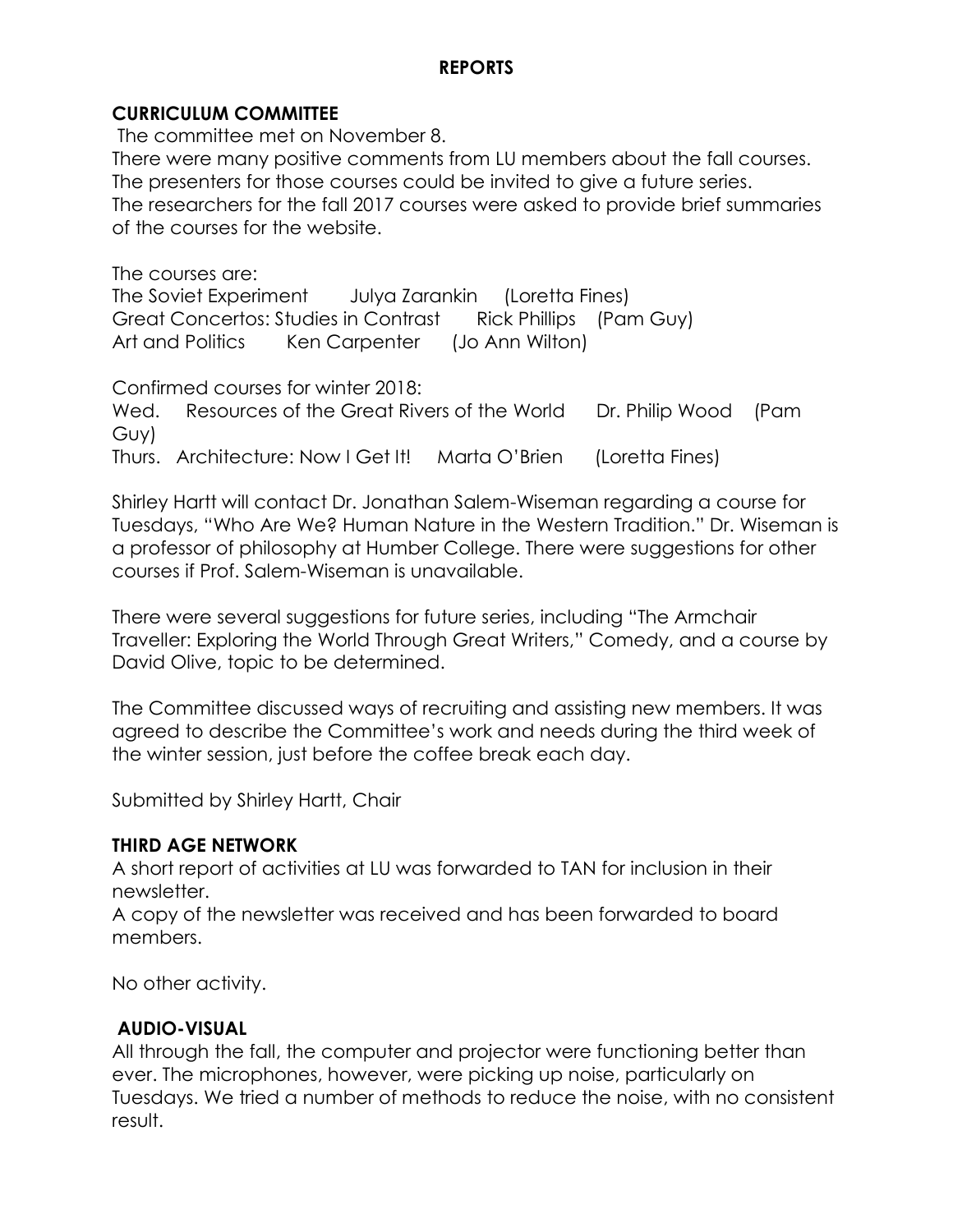## REPORTS

### CURRICULUM COMMITTEE

The committee met on November 8.
There were many positive comments from LU members about the fall courses. The presenters for those courses could be invited to give a future series. The researchers for the fall 2017 courses were asked to provide brief summaries of the courses for the website.

The courses are:
The Soviet Experiment    Julya Zarankin    (Loretta Fines)
Great Concertos: Studies in Contrast    Rick Phillips    (Pam Guy)
Art and Politics    Ken Carpenter    (Jo Ann Wilton)

Confirmed courses for winter 2018:
Wed.    Resources of the Great Rivers of the World    Dr. Philip Wood    (Pam Guy)
Thurs.    Architecture: Now I Get It!    Marta O'Brien    (Loretta Fines)

Shirley Hartt will contact Dr. Jonathan Salem-Wiseman regarding a course for Tuesdays, "Who Are We? Human Nature in the Western Tradition." Dr. Wiseman is a professor of philosophy at Humber College. There were suggestions for other courses if Prof. Salem-Wiseman is unavailable.

There were several suggestions for future series, including "The Armchair Traveller: Exploring the World Through Great Writers," Comedy, and a course by David Olive, topic to be determined.

The Committee discussed ways of recruiting and assisting new members. It was agreed to describe the Committee's work and needs during the third week of the winter session, just before the coffee break each day.

Submitted by Shirley Hartt, Chair

### THIRD AGE NETWORK

A short report of activities at LU was forwarded to TAN for inclusion in their newsletter.
A copy of the newsletter was received and has been forwarded to board members.

No other activity.

### AUDIO-VISUAL

All through the fall, the computer and projector were functioning better than ever. The microphones, however, were picking up noise, particularly on Tuesdays. We tried a number of methods to reduce the noise, with no consistent result.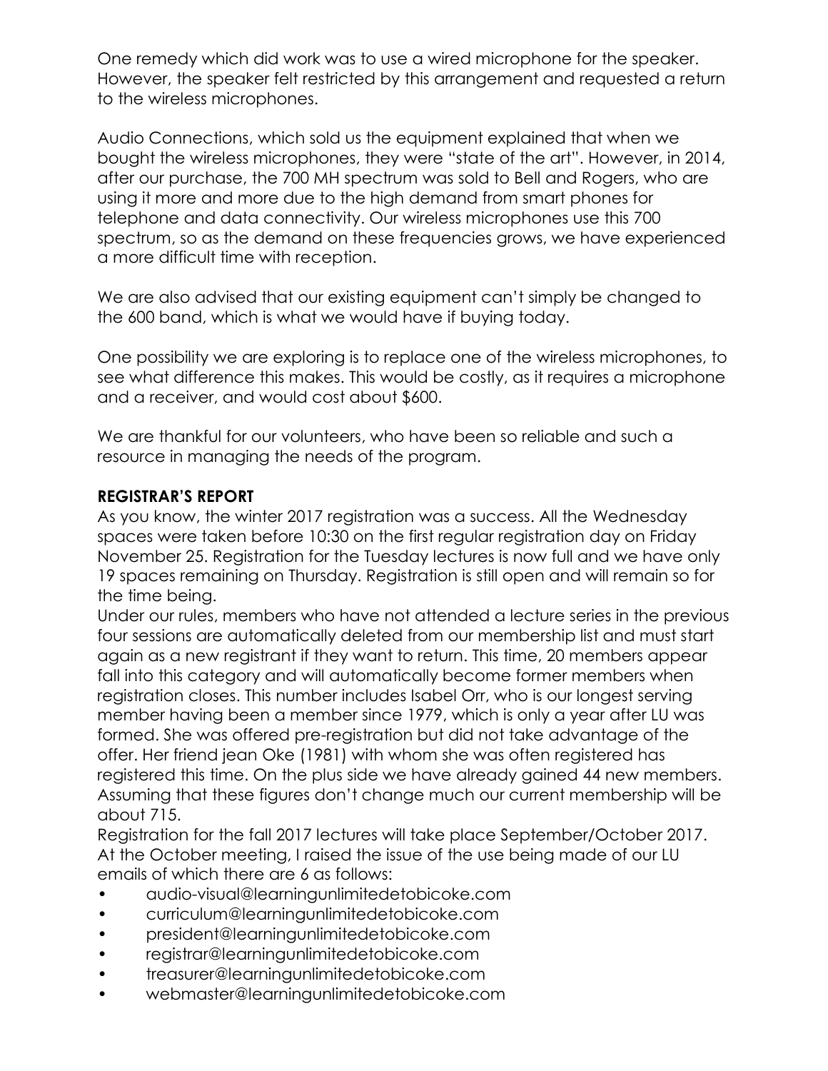One remedy which did work was to use a wired microphone for the speaker. However, the speaker felt restricted by this arrangement and requested a return to the wireless microphones.

Audio Connections, which sold us the equipment explained that when we bought the wireless microphones, they were "state of the art". However, in 2014, after our purchase, the 700 MH spectrum was sold to Bell and Rogers, who are using it more and more due to the high demand from smart phones for telephone and data connectivity. Our wireless microphones use this 700 spectrum, so as the demand on these frequencies grows, we have experienced a more difficult time with reception.

We are also advised that our existing equipment can't simply be changed to the 600 band, which is what we would have if buying today.

One possibility we are exploring is to replace one of the wireless microphones, to see what difference this makes. This would be costly, as it requires a microphone and a receiver, and would cost about $600.

We are thankful for our volunteers, who have been so reliable and such a resource in managing the needs of the program.

**REGISTRAR'S REPORT**

As you know, the winter 2017 registration was a success. All the Wednesday spaces were taken before 10:30 on the first regular registration day on Friday November 25. Registration for the Tuesday lectures is now full and we have only 19 spaces remaining on Thursday. Registration is still open and will remain so for the time being.

Under our rules, members who have not attended a lecture series in the previous four sessions are automatically deleted from our membership list and must start again as a new registrant if they want to return. This time, 20 members appear fall into this category and will automatically become former members when registration closes. This number includes Isabel Orr, who is our longest serving member having been a member since 1979, which is only a year after LU was formed. She was offered pre-registration but did not take advantage of the offer. Her friend jean Oke (1981) with whom she was often registered has registered this time. On the plus side we have already gained 44 new members. Assuming that these figures don't change much our current membership will be about 715.

Registration for the fall 2017 lectures will take place September/October 2017.

At the October meeting, I raised the issue of the use being made of our LU emails of which there are 6 as follows:

- audio-visual@learningunlimitedetobicoke.com
- curriculum@learningunlimitedetobicoke.com
- president@learningunlimitedetobicoke.com
- registrar@learningunlimitedetobicoke.com
- treasurer@learningunlimitedetobicoke.com
- webmaster@learningunlimitedetobicoke.com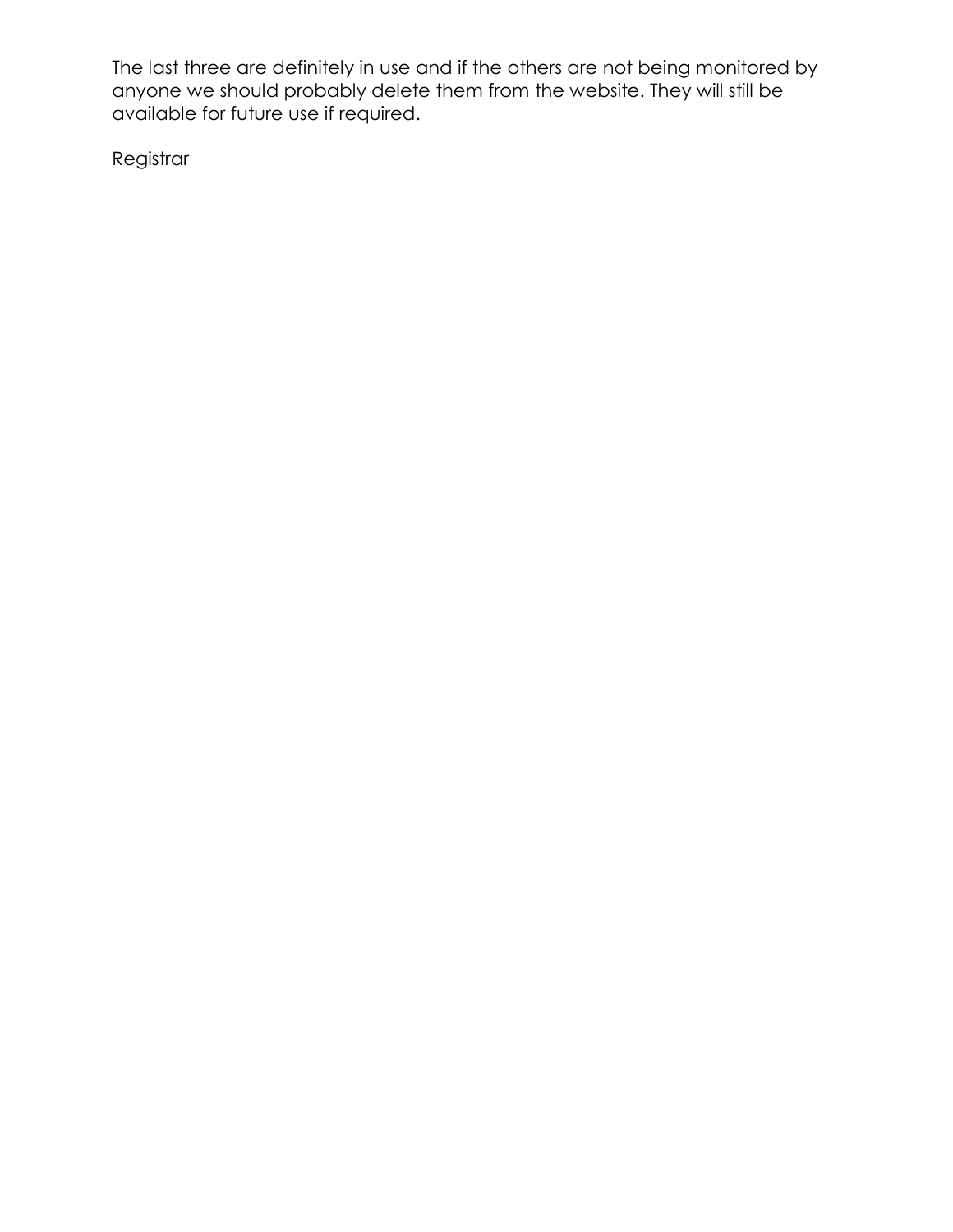The last three are definitely in use and if the others are not being monitored by anyone we should probably delete them from the website. They will still be available for future use if required.

Registrar